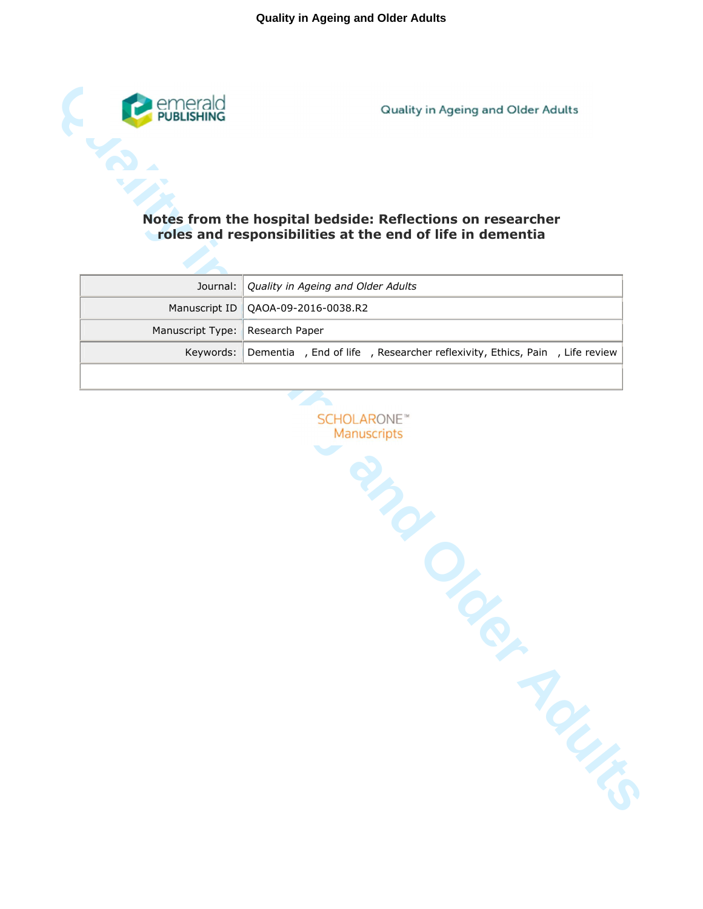# Notes from the hospital bedside: Reflections on researcher roles and responsibilities at the end of life in dementia

| Journal: | *Quality in Ageing and Older Adults* |
| --- | --- |
| Manuscript ID | QAOA-09-2016-0038.R2 |
| Manuscript Type: | Research Paper |
| Keywords: | Dementia , End of life , Researcher reflexivity, Ethics, Pain , Life review |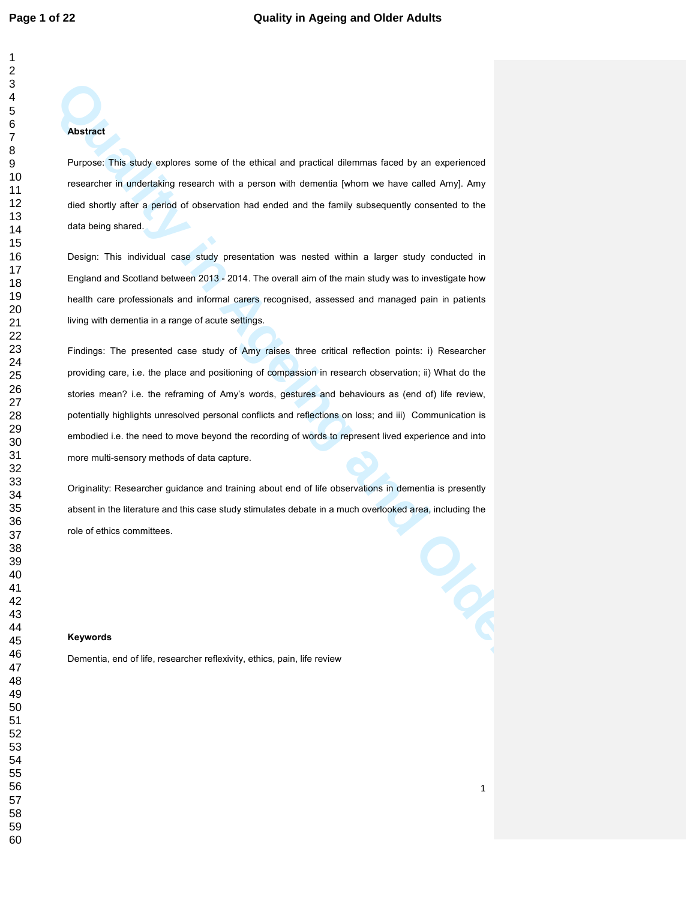**Abstract**

Purpose: This study explores some of the ethical and practical dilemmas faced by an experienced researcher in undertaking research with a person with dementia [whom we have called Amy]. Amy died shortly after a period of observation had ended and the family subsequently consented to the data being shared.

Design: This individual case study presentation was nested within a larger study conducted in England and Scotland between 2013 - 2014. The overall aim of the main study was to investigate how health care professionals and informal carers recognised, assessed and managed pain in patients living with dementia in a range of acute settings.

Findings: The presented case study of Amy raises three critical reflection points: i) Researcher providing care, i.e. the place and positioning of compassion in research observation; ii) What do the stories mean? i.e. the reframing of Amy's words, gestures and behaviours as (end of) life review, potentially highlights unresolved personal conflicts and reflections on loss; and iii) Communication is embodied i.e. the need to move beyond the recording of words to represent lived experience and into more multi-sensory methods of data capture.

Originality: Researcher guidance and training about end of life observations in dementia is presently absent in the literature and this case study stimulates debate in a much overlooked area, including the role of ethics committees.

**Keywords**

Dementia, end of life, researcher reflexivity, ethics, pain, life review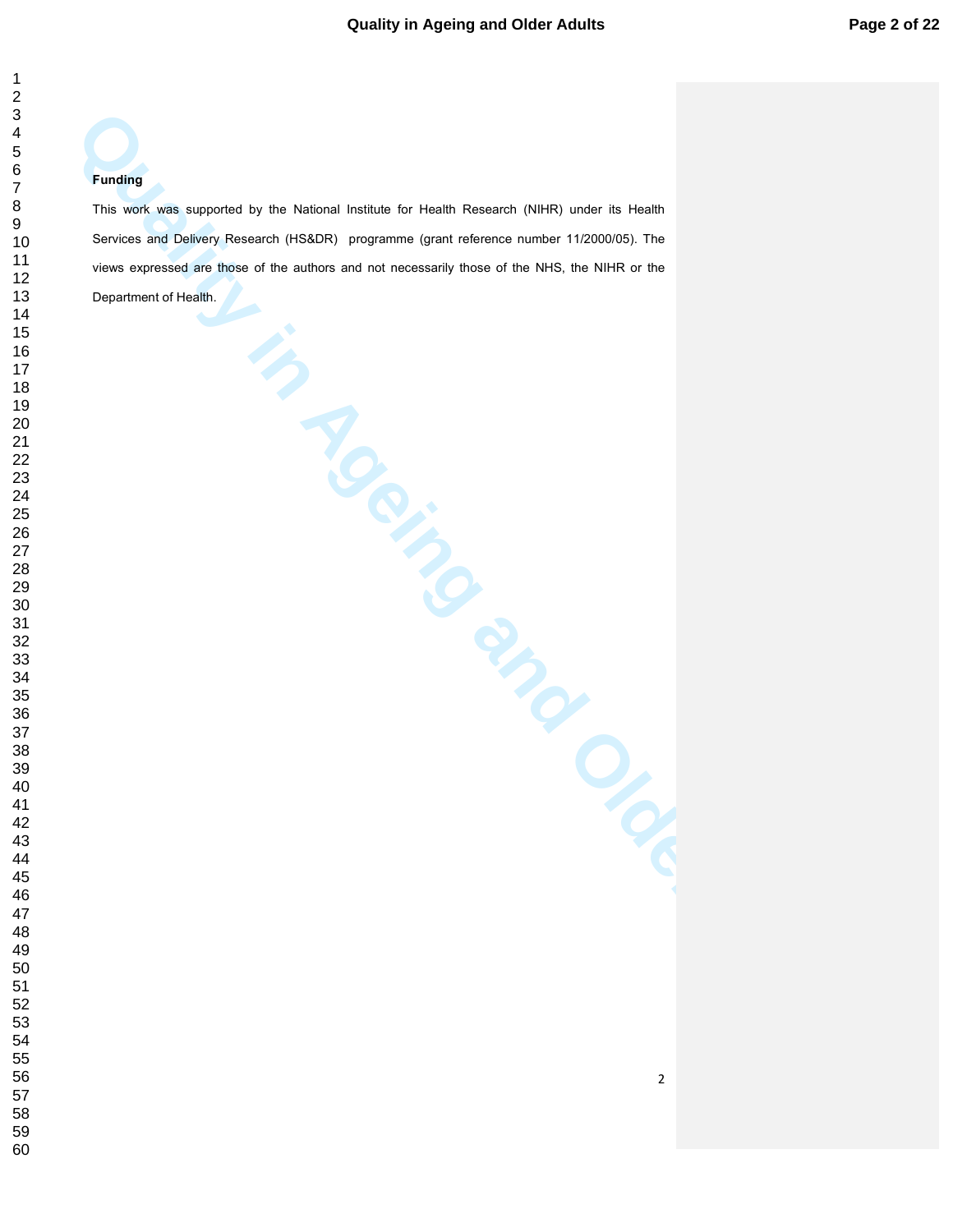**Funding**

This work was supported by the National Institute for Health Research (NIHR) under its Health Services and Delivery Research (HS&DR) programme (grant reference number 11/2000/05). The views expressed are those of the authors and not necessarily those of the NHS, the NIHR or the Department of Health.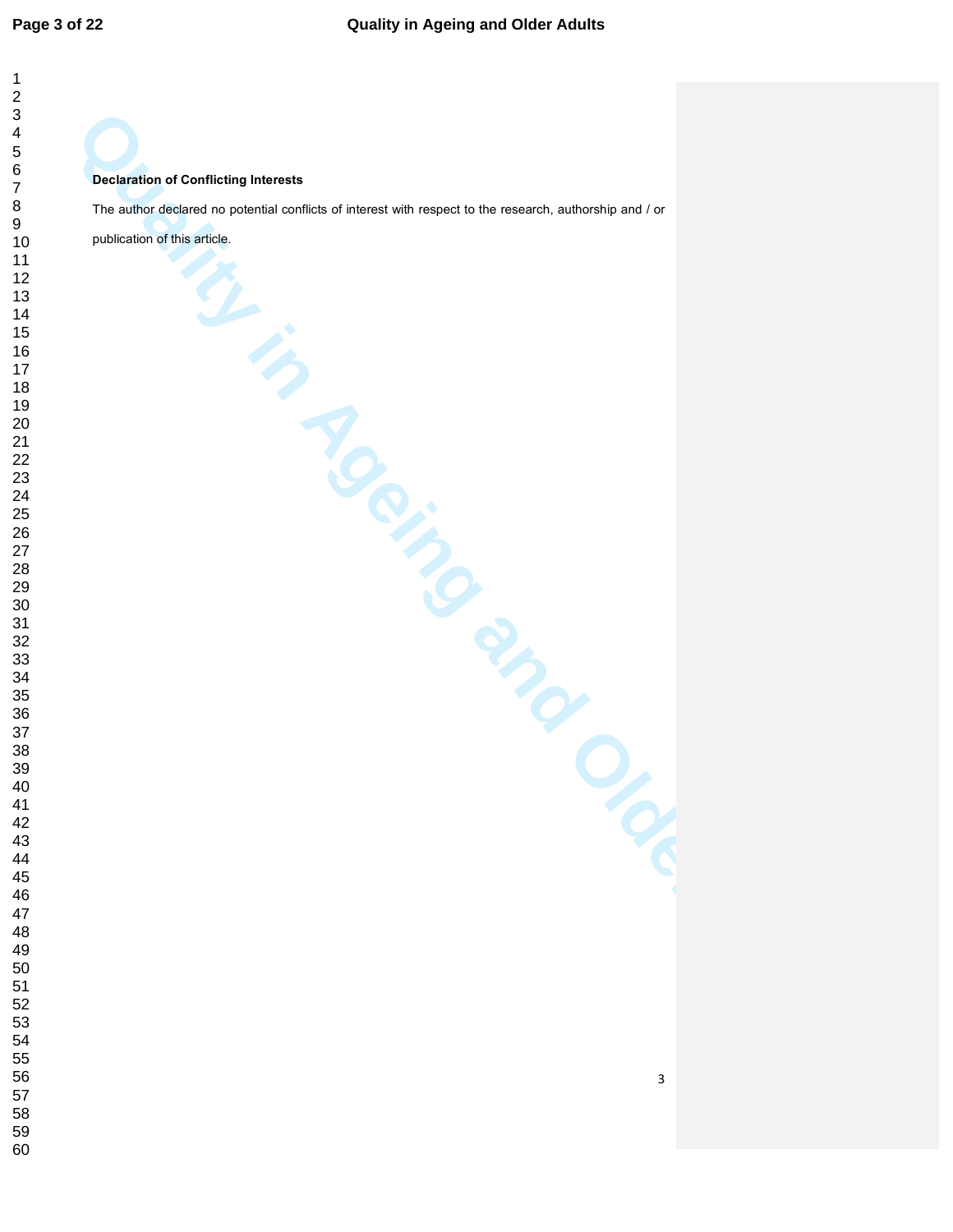**Declaration of Conflicting Interests**

The author declared no potential conflicts of interest with respect to the research, authorship and / or publication of this article.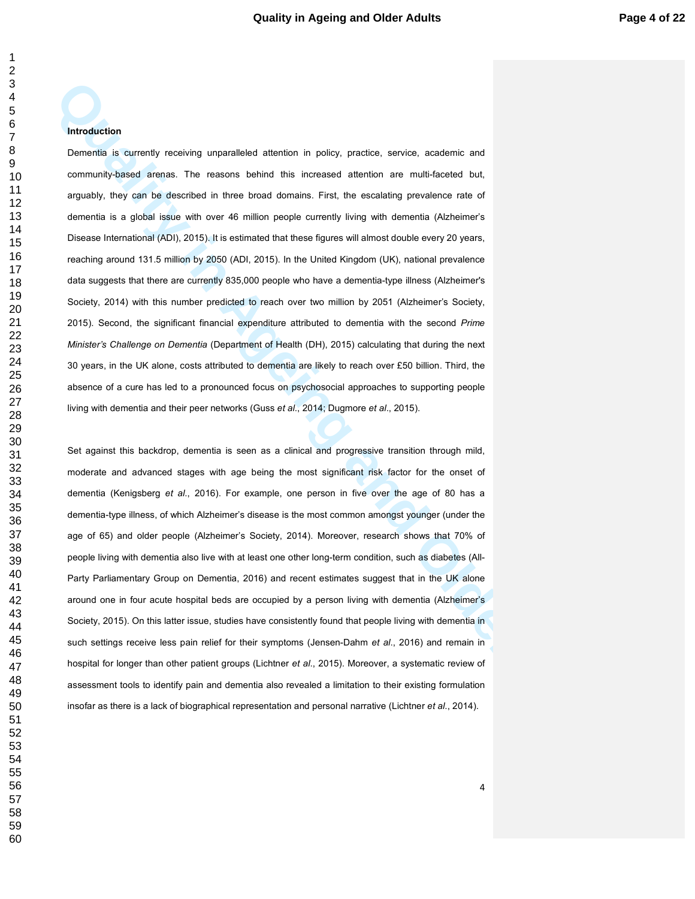**Introduction**

Dementia is currently receiving unparalleled attention in policy, practice, service, academic and community-based arenas. The reasons behind this increased attention are multi-faceted but, arguably, they can be described in three broad domains. First, the escalating prevalence rate of dementia is a global issue with over 46 million people currently living with dementia (Alzheimer's Disease International (ADI), 2015). It is estimated that these figures will almost double every 20 years, reaching around 131.5 million by 2050 (ADI, 2015). In the United Kingdom (UK), national prevalence data suggests that there are currently 835,000 people who have a dementia-type illness (Alzheimer's Society, 2014) with this number predicted to reach over two million by 2051 (Alzheimer's Society, 2015). Second, the significant financial expenditure attributed to dementia with the second *Prime Minister's Challenge on Dementia* (Department of Health (DH), 2015) calculating that during the next 30 years, in the UK alone, costs attributed to dementia are likely to reach over £50 billion. Third, the absence of a cure has led to a pronounced focus on psychosocial approaches to supporting people living with dementia and their peer networks (Guss *et al*., 2014; Dugmore *et al*., 2015).

Set against this backdrop, dementia is seen as a clinical and progressive transition through mild, moderate and advanced stages with age being the most significant risk factor for the onset of dementia (Kenigsberg *et al*., 2016). For example, one person in five over the age of 80 has a dementia-type illness, of which Alzheimer's disease is the most common amongst younger (under the age of 65) and older people (Alzheimer's Society, 2014). Moreover, research shows that 70% of people living with dementia also live with at least one other long-term condition, such as diabetes (All-Party Parliamentary Group on Dementia, 2016) and recent estimates suggest that in the UK alone around one in four acute hospital beds are occupied by a person living with dementia (Alzheimer's Society, 2015). On this latter issue, studies have consistently found that people living with dementia in such settings receive less pain relief for their symptoms (Jensen-Dahm *et al*., 2016) and remain in hospital for longer than other patient groups (Lichtner *et al*., 2015). Moreover, a systematic review of assessment tools to identify pain and dementia also revealed a limitation to their existing formulation insofar as there is a lack of biographical representation and personal narrative (Lichtner *et al*., 2014).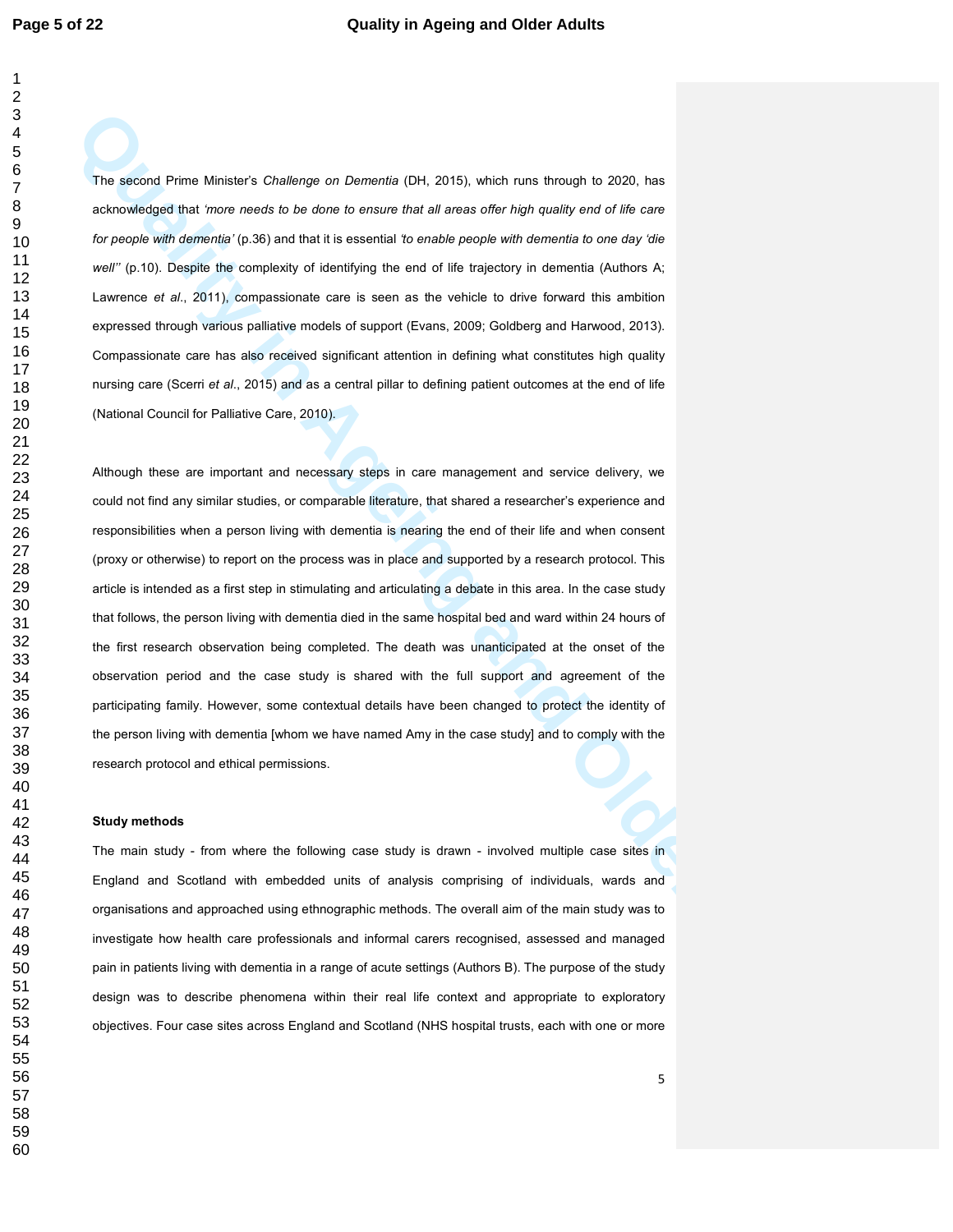The second Prime Minister's *Challenge on Dementia* (DH, 2015), which runs through to 2020, has acknowledged that *'more needs to be done to ensure that all areas offer high quality end of life care for people with dementia'* (p.36) and that it is essential *'to enable people with dementia to one day 'die well''* (p.10). Despite the complexity of identifying the end of life trajectory in dementia (Authors A; Lawrence *et al*., 2011), compassionate care is seen as the vehicle to drive forward this ambition expressed through various palliative models of support (Evans, 2009; Goldberg and Harwood, 2013). Compassionate care has also received significant attention in defining what constitutes high quality nursing care (Scerri *et al*., 2015) and as a central pillar to defining patient outcomes at the end of life (National Council for Palliative Care, 2010).

Although these are important and necessary steps in care management and service delivery, we could not find any similar studies, or comparable literature, that shared a researcher's experience and responsibilities when a person living with dementia is nearing the end of their life and when consent (proxy or otherwise) to report on the process was in place and supported by a research protocol. This article is intended as a first step in stimulating and articulating a debate in this area. In the case study that follows, the person living with dementia died in the same hospital bed and ward within 24 hours of the first research observation being completed. The death was unanticipated at the onset of the observation period and the case study is shared with the full support and agreement of the participating family. However, some contextual details have been changed to protect the identity of the person living with dementia [whom we have named Amy in the case study] and to comply with the research protocol and ethical permissions.

**Study methods**

The main study - from where the following case study is drawn - involved multiple case sites in England and Scotland with embedded units of analysis comprising of individuals, wards and organisations and approached using ethnographic methods. The overall aim of the main study was to investigate how health care professionals and informal carers recognised, assessed and managed pain in patients living with dementia in a range of acute settings (Authors B). The purpose of the study design was to describe phenomena within their real life context and appropriate to exploratory objectives. Four case sites across England and Scotland (NHS hospital trusts, each with one or more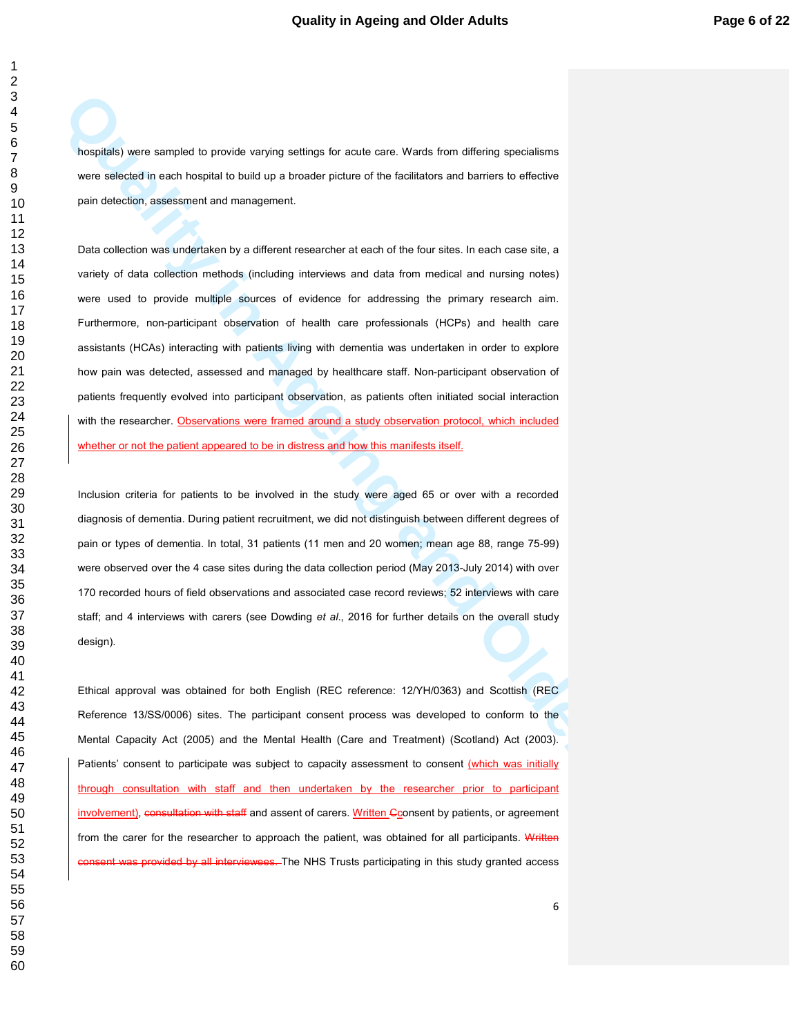hospitals) were sampled to provide varying settings for acute care. Wards from differing specialisms were selected in each hospital to build up a broader picture of the facilitators and barriers to effective pain detection, assessment and management.

Data collection was undertaken by a different researcher at each of the four sites. In each case site, a variety of data collection methods (including interviews and data from medical and nursing notes) were used to provide multiple sources of evidence for addressing the primary research aim. Furthermore, non-participant observation of health care professionals (HCPs) and health care assistants (HCAs) interacting with patients living with dementia was undertaken in order to explore how pain was detected, assessed and managed by healthcare staff. Non-participant observation of patients frequently evolved into participant observation, as patients often initiated social interaction with the researcher. Observations were framed around a study observation protocol, which included whether or not the patient appeared to be in distress and how this manifests itself.

Inclusion criteria for patients to be involved in the study were aged 65 or over with a recorded diagnosis of dementia. During patient recruitment, we did not distinguish between different degrees of pain or types of dementia. In total, 31 patients (11 men and 20 women; mean age 88, range 75-99) were observed over the 4 case sites during the data collection period (May 2013-July 2014) with over 170 recorded hours of field observations and associated case record reviews; 52 interviews with care staff; and 4 interviews with carers (see Dowding *et al*., 2016 for further details on the overall study design).

Ethical approval was obtained for both English (REC reference: 12/YH/0363) and Scottish (REC Reference 13/SS/0006) sites. The participant consent process was developed to conform to the Mental Capacity Act (2005) and the Mental Health (Care and Treatment) (Scotland) Act (2003). Patients' consent to participate was subject to capacity assessment to consent (which was initially through consultation with staff and then undertaken by the researcher prior to participant involvement), ~~consultation with staff~~ and assent of carers. Written ~~C~~consent by patients, or agreement from the carer for the researcher to approach the patient, was obtained for all participants. ~~Written consent was provided by all interviewees.~~ The NHS Trusts participating in this study granted access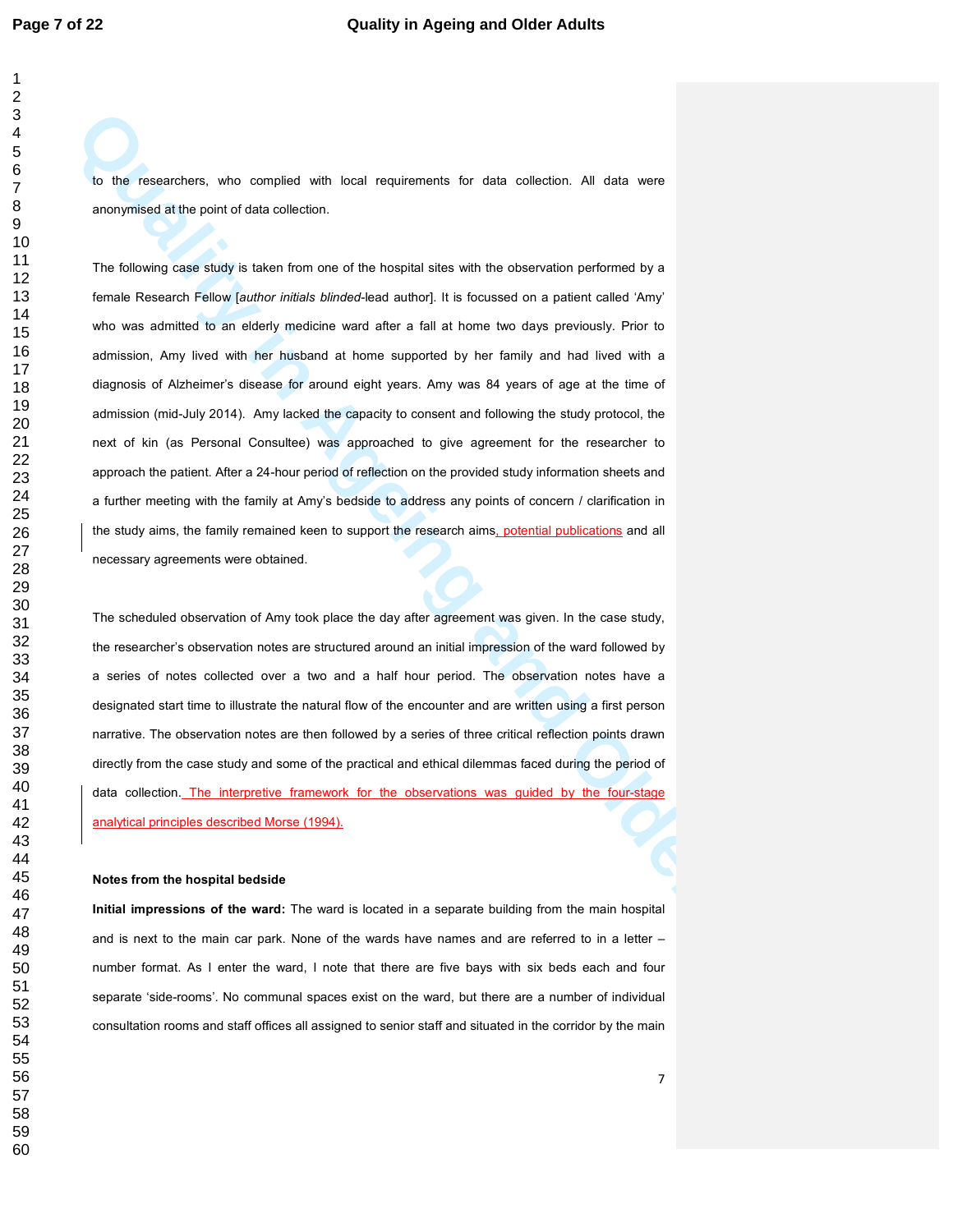to the researchers, who complied with local requirements for data collection. All data were anonymised at the point of data collection.

The following case study is taken from one of the hospital sites with the observation performed by a female Research Fellow [*author initials blinded*-lead author]. It is focussed on a patient called 'Amy' who was admitted to an elderly medicine ward after a fall at home two days previously. Prior to admission, Amy lived with her husband at home supported by her family and had lived with a diagnosis of Alzheimer's disease for around eight years. Amy was 84 years of age at the time of admission (mid-July 2014). Amy lacked the capacity to consent and following the study protocol, the next of kin (as Personal Consultee) was approached to give agreement for the researcher to approach the patient. After a 24-hour period of reflection on the provided study information sheets and a further meeting with the family at Amy's bedside to address any points of concern / clarification in the study aims, the family remained keen to support the research aims, potential publications and all necessary agreements were obtained.

The scheduled observation of Amy took place the day after agreement was given. In the case study, the researcher's observation notes are structured around an initial impression of the ward followed by a series of notes collected over a two and a half hour period. The observation notes have a designated start time to illustrate the natural flow of the encounter and are written using a first person narrative. The observation notes are then followed by a series of three critical reflection points drawn directly from the case study and some of the practical and ethical dilemmas faced during the period of data collection. The interpretive framework for the observations was guided by the four-stage analytical principles described Morse (1994).

**Notes from the hospital bedside**

**Initial impressions of the ward:** The ward is located in a separate building from the main hospital and is next to the main car park. None of the wards have names and are referred to in a letter – number format. As I enter the ward, I note that there are five bays with six beds each and four separate 'side-rooms'. No communal spaces exist on the ward, but there are a number of individual consultation rooms and staff offices all assigned to senior staff and situated in the corridor by the main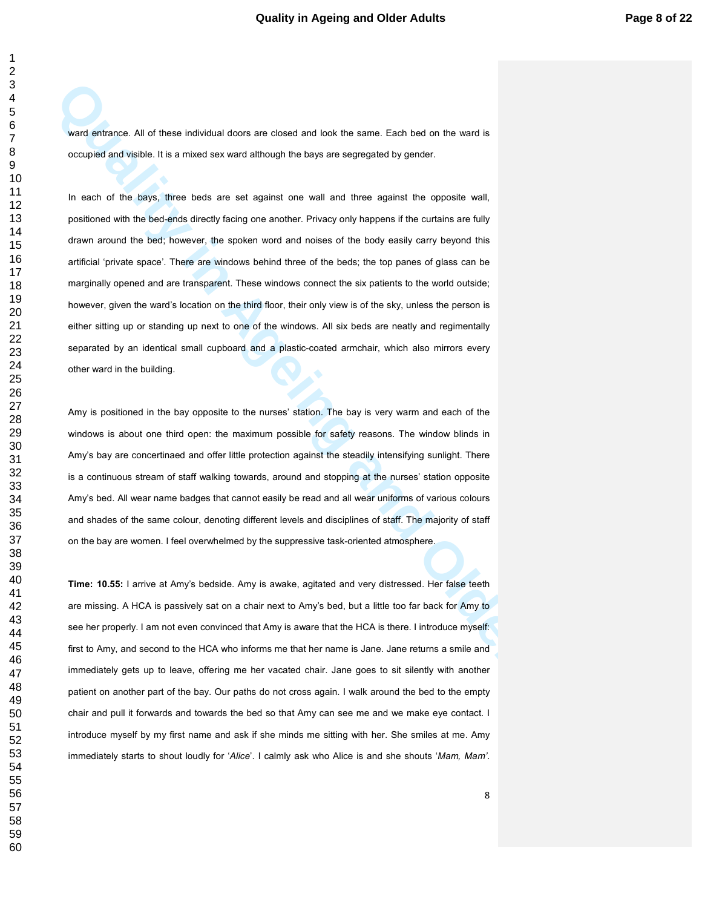ward entrance. All of these individual doors are closed and look the same. Each bed on the ward is occupied and visible. It is a mixed sex ward although the bays are segregated by gender.

In each of the bays, three beds are set against one wall and three against the opposite wall, positioned with the bed-ends directly facing one another. Privacy only happens if the curtains are fully drawn around the bed; however, the spoken word and noises of the body easily carry beyond this artificial 'private space'. There are windows behind three of the beds; the top panes of glass can be marginally opened and are transparent. These windows connect the six patients to the world outside; however, given the ward's location on the third floor, their only view is of the sky, unless the person is either sitting up or standing up next to one of the windows. All six beds are neatly and regimentally separated by an identical small cupboard and a plastic-coated armchair, which also mirrors every other ward in the building.

Amy is positioned in the bay opposite to the nurses' station. The bay is very warm and each of the windows is about one third open: the maximum possible for safety reasons. The window blinds in Amy's bay are concertinaed and offer little protection against the steadily intensifying sunlight. There is a continuous stream of staff walking towards, around and stopping at the nurses' station opposite Amy's bed. All wear name badges that cannot easily be read and all wear uniforms of various colours and shades of the same colour, denoting different levels and disciplines of staff. The majority of staff on the bay are women. I feel overwhelmed by the suppressive task-oriented atmosphere.

**Time: 10.55:** I arrive at Amy's bedside. Amy is awake, agitated and very distressed. Her false teeth are missing. A HCA is passively sat on a chair next to Amy's bed, but a little too far back for Amy to see her properly. I am not even convinced that Amy is aware that the HCA is there. I introduce myself: first to Amy, and second to the HCA who informs me that her name is Jane. Jane returns a smile and immediately gets up to leave, offering me her vacated chair. Jane goes to sit silently with another patient on another part of the bay. Our paths do not cross again. I walk around the bed to the empty chair and pull it forwards and towards the bed so that Amy can see me and we make eye contact. I introduce myself by my first name and ask if she minds me sitting with her. She smiles at me. Amy immediately starts to shout loudly for '*Alice*'. I calmly ask who Alice is and she shouts '*Mam, Mam'*.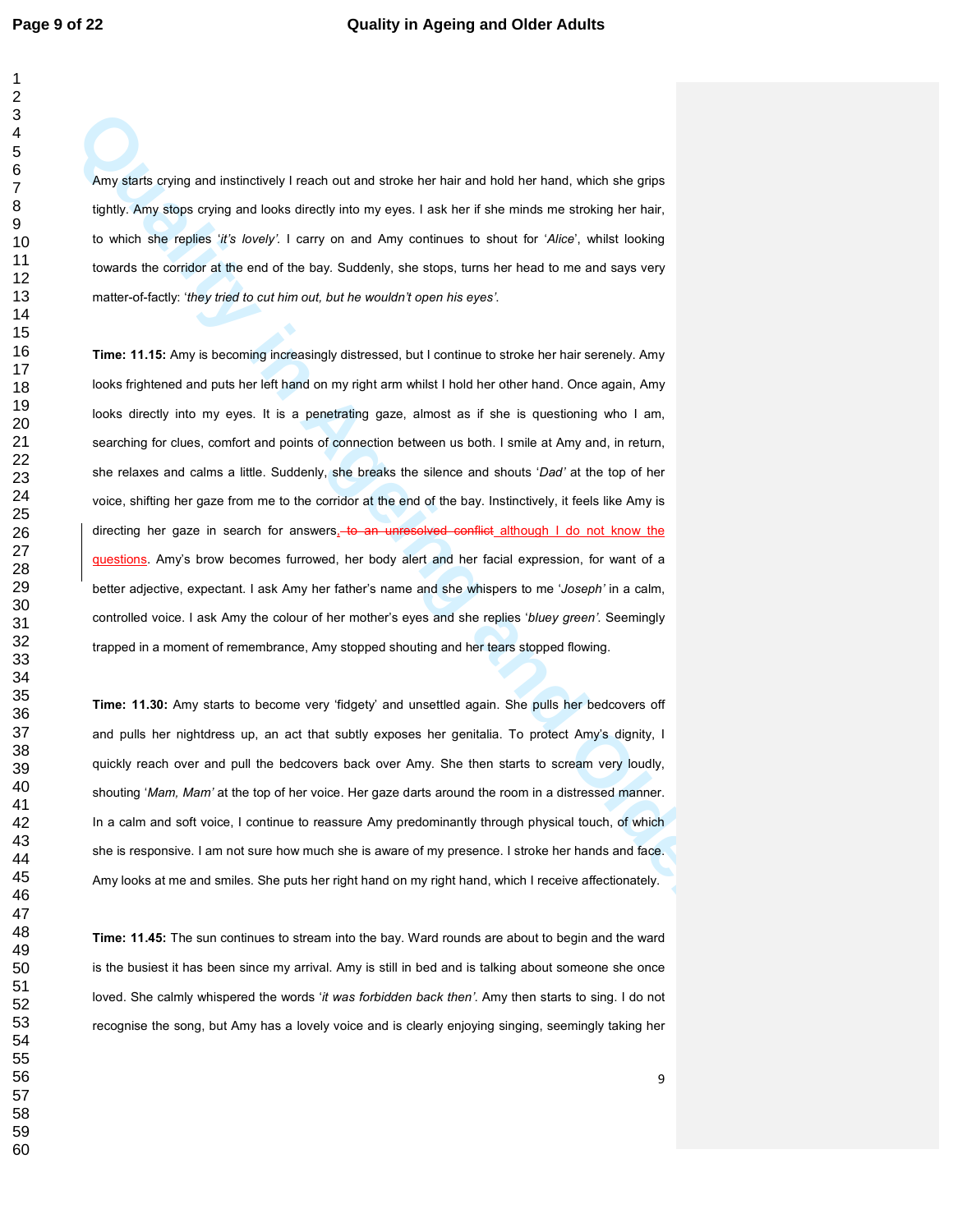Amy starts crying and instinctively I reach out and stroke her hair and hold her hand, which she grips tightly. Amy stops crying and looks directly into my eyes. I ask her if she minds me stroking her hair, to which she replies '*it's lovely'*. I carry on and Amy continues to shout for '*Alice*', whilst looking towards the corridor at the end of the bay. Suddenly, she stops, turns her head to me and says very matter-of-factly: '*they tried to cut him out, but he wouldn't open his eyes'*.

**Time: 11.15:** Amy is becoming increasingly distressed, but I continue to stroke her hair serenely. Amy looks frightened and puts her left hand on my right arm whilst I hold her other hand. Once again, Amy looks directly into my eyes. It is a penetrating gaze, almost as if she is questioning who I am, searching for clues, comfort and points of connection between us both. I smile at Amy and, in return, she relaxes and calms a little. Suddenly, she breaks the silence and shouts '*Dad'* at the top of her voice, shifting her gaze from me to the corridor at the end of the bay. Instinctively, it feels like Amy is directing her gaze in search for answers, ~~to an unresolved conflict~~ although I do not know the questions. Amy's brow becomes furrowed, her body alert and her facial expression, for want of a better adjective, expectant. I ask Amy her father's name and she whispers to me '*Joseph'* in a calm, controlled voice. I ask Amy the colour of her mother's eyes and she replies '*bluey green'*. Seemingly trapped in a moment of remembrance, Amy stopped shouting and her tears stopped flowing.

**Time: 11.30:** Amy starts to become very 'fidgety' and unsettled again. She pulls her bedcovers off and pulls her nightdress up, an act that subtly exposes her genitalia. To protect Amy's dignity, I quickly reach over and pull the bedcovers back over Amy. She then starts to scream very loudly, shouting '*Mam, Mam'* at the top of her voice. Her gaze darts around the room in a distressed manner. In a calm and soft voice, I continue to reassure Amy predominantly through physical touch, of which she is responsive. I am not sure how much she is aware of my presence. I stroke her hands and face. Amy looks at me and smiles. She puts her right hand on my right hand, which I receive affectionately.

**Time: 11.45:** The sun continues to stream into the bay. Ward rounds are about to begin and the ward is the busiest it has been since my arrival. Amy is still in bed and is talking about someone she once loved. She calmly whispered the words '*it was forbidden back then'*. Amy then starts to sing. I do not recognise the song, but Amy has a lovely voice and is clearly enjoying singing, seemingly taking her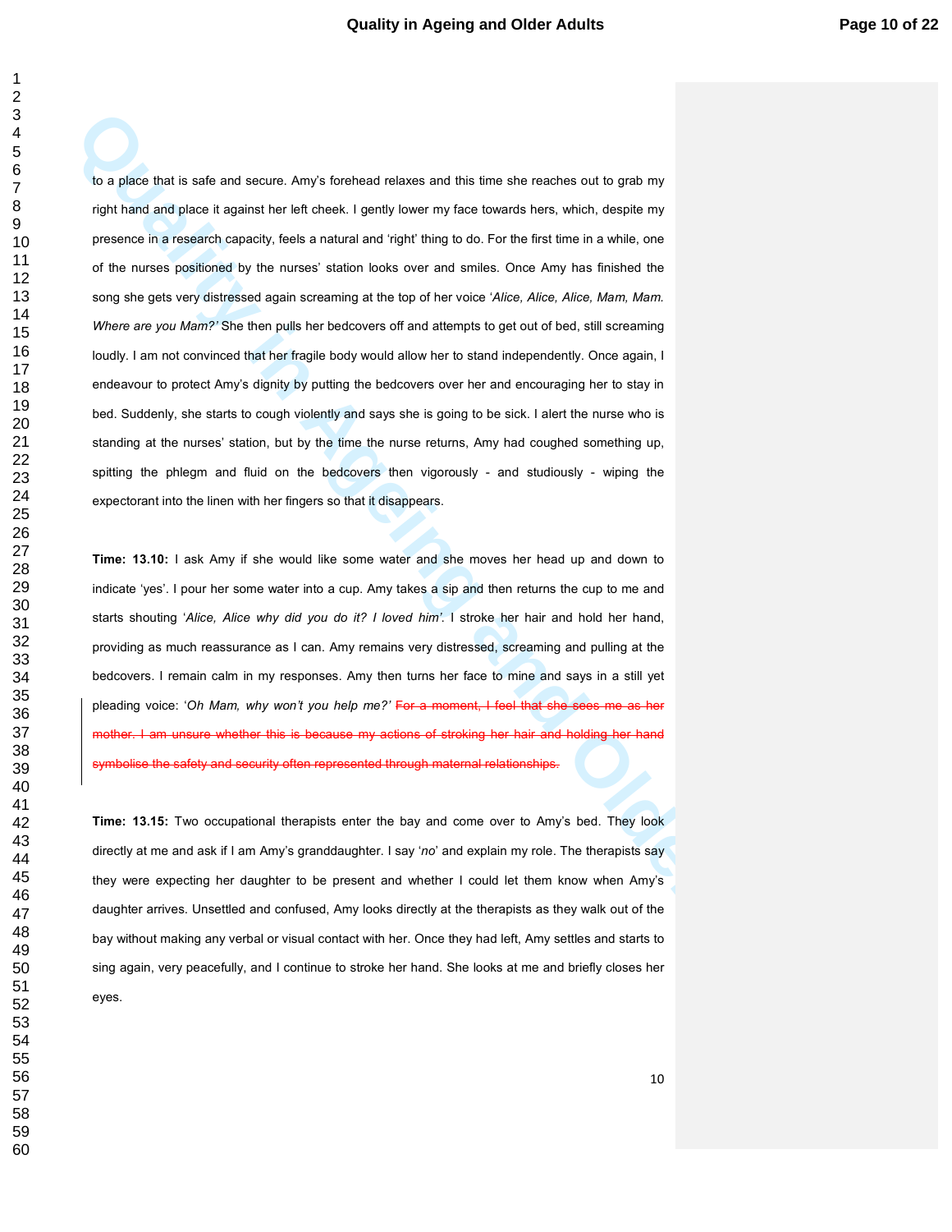to a place that is safe and secure. Amy's forehead relaxes and this time she reaches out to grab my right hand and place it against her left cheek. I gently lower my face towards hers, which, despite my presence in a research capacity, feels a natural and 'right' thing to do. For the first time in a while, one of the nurses positioned by the nurses' station looks over and smiles. Once Amy has finished the song she gets very distressed again screaming at the top of her voice '*Alice, Alice, Alice, Mam, Mam. Where are you Mam?'* She then pulls her bedcovers off and attempts to get out of bed, still screaming loudly. I am not convinced that her fragile body would allow her to stand independently. Once again, I endeavour to protect Amy's dignity by putting the bedcovers over her and encouraging her to stay in bed. Suddenly, she starts to cough violently and says she is going to be sick. I alert the nurse who is standing at the nurses' station, but by the time the nurse returns, Amy had coughed something up, spitting the phlegm and fluid on the bedcovers then vigorously - and studiously - wiping the expectorant into the linen with her fingers so that it disappears.

**Time: 13.10:** I ask Amy if she would like some water and she moves her head up and down to indicate 'yes'. I pour her some water into a cup. Amy takes a sip and then returns the cup to me and starts shouting '*Alice, Alice why did you do it? I loved him*'. I stroke her hair and hold her hand, providing as much reassurance as I can. Amy remains very distressed, screaming and pulling at the bedcovers. I remain calm in my responses. Amy then turns her face to mine and says in a still yet pleading voice: '*Oh Mam, why won't you help me?'* ~~For a moment, I feel that she sees me as her mother. I am unsure whether this is because my actions of stroking her hair and holding her hand symbolise the safety and security often represented through maternal relationships.~~

**Time: 13.15:** Two occupational therapists enter the bay and come over to Amy's bed. They look directly at me and ask if I am Amy's granddaughter. I say '*no*' and explain my role. The therapists say they were expecting her daughter to be present and whether I could let them know when Amy's daughter arrives. Unsettled and confused, Amy looks directly at the therapists as they walk out of the bay without making any verbal or visual contact with her. Once they had left, Amy settles and starts to sing again, very peacefully, and I continue to stroke her hand. She looks at me and briefly closes her eyes.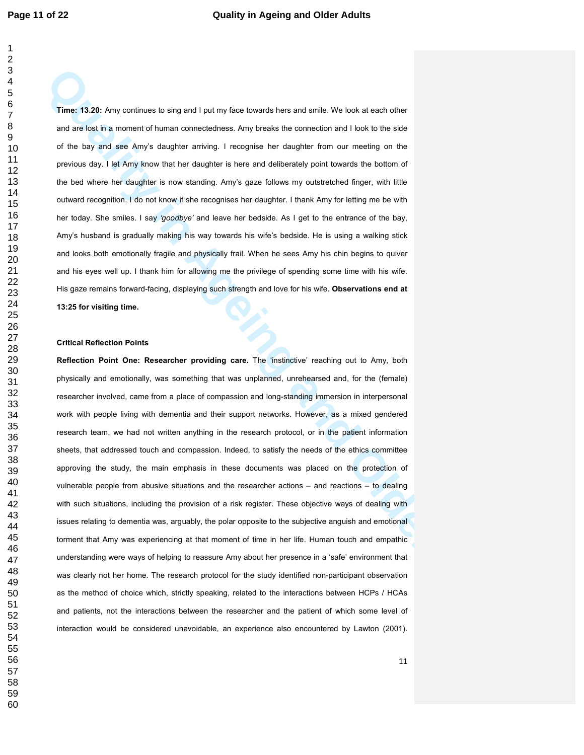**Time: 13.20:** Amy continues to sing and I put my face towards hers and smile. We look at each other and are lost in a moment of human connectedness. Amy breaks the connection and I look to the side of the bay and see Amy's daughter arriving. I recognise her daughter from our meeting on the previous day. I let Amy know that her daughter is here and deliberately point towards the bottom of the bed where her daughter is now standing. Amy's gaze follows my outstretched finger, with little outward recognition. I do not know if she recognises her daughter. I thank Amy for letting me be with her today. She smiles. I say *'goodbye'* and leave her bedside. As I get to the entrance of the bay, Amy's husband is gradually making his way towards his wife's bedside. He is using a walking stick and looks both emotionally fragile and physically frail. When he sees Amy his chin begins to quiver and his eyes well up. I thank him for allowing me the privilege of spending some time with his wife. His gaze remains forward-facing, displaying such strength and love for his wife. **Observations end at 13:25 for visiting time.**

**Critical Reflection Points**

**Reflection Point One: Researcher providing care.** The 'instinctive' reaching out to Amy, both physically and emotionally, was something that was unplanned, unrehearsed and, for the (female) researcher involved, came from a place of compassion and long-standing immersion in interpersonal work with people living with dementia and their support networks. However, as a mixed gendered research team, we had not written anything in the research protocol, or in the patient information sheets, that addressed touch and compassion. Indeed, to satisfy the needs of the ethics committee approving the study, the main emphasis in these documents was placed on the protection of vulnerable people from abusive situations and the researcher actions – and reactions – to dealing with such situations, including the provision of a risk register. These objective ways of dealing with issues relating to dementia was, arguably, the polar opposite to the subjective anguish and emotional torment that Amy was experiencing at that moment of time in her life. Human touch and empathic understanding were ways of helping to reassure Amy about her presence in a 'safe' environment that was clearly not her home. The research protocol for the study identified non-participant observation as the method of choice which, strictly speaking, related to the interactions between HCPs / HCAs and patients, not the interactions between the researcher and the patient of which some level of interaction would be considered unavoidable, an experience also encountered by Lawton (2001).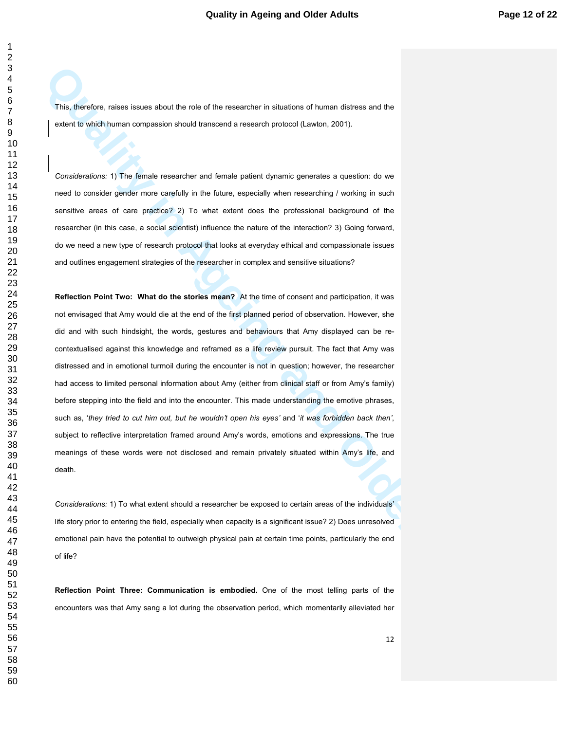This, therefore, raises issues about the role of the researcher in situations of human distress and the extent to which human compassion should transcend a research protocol (Lawton, 2001).

*Considerations:* 1) The female researcher and female patient dynamic generates a question: do we need to consider gender more carefully in the future, especially when researching / working in such sensitive areas of care practice? 2) To what extent does the professional background of the researcher (in this case, a social scientist) influence the nature of the interaction? 3) Going forward, do we need a new type of research protocol that looks at everyday ethical and compassionate issues and outlines engagement strategies of the researcher in complex and sensitive situations?

**Reflection Point Two: What do the stories mean?** At the time of consent and participation, it was not envisaged that Amy would die at the end of the first planned period of observation. However, she did and with such hindsight, the words, gestures and behaviours that Amy displayed can be re-contextualised against this knowledge and reframed as a life review pursuit. The fact that Amy was distressed and in emotional turmoil during the encounter is not in question; however, the researcher had access to limited personal information about Amy (either from clinical staff or from Amy's family) before stepping into the field and into the encounter. This made understanding the emotive phrases, such as, '*they tried to cut him out, but he wouldn't open his eyes'* and '*it was forbidden back then'*, subject to reflective interpretation framed around Amy's words, emotions and expressions. The true meanings of these words were not disclosed and remain privately situated within Amy's life, and death.

*Considerations:* 1) To what extent should a researcher be exposed to certain areas of the individuals' life story prior to entering the field, especially when capacity is a significant issue? 2) Does unresolved emotional pain have the potential to outweigh physical pain at certain time points, particularly the end of life?

**Reflection Point Three: Communication is embodied.** One of the most telling parts of the encounters was that Amy sang a lot during the observation period, which momentarily alleviated her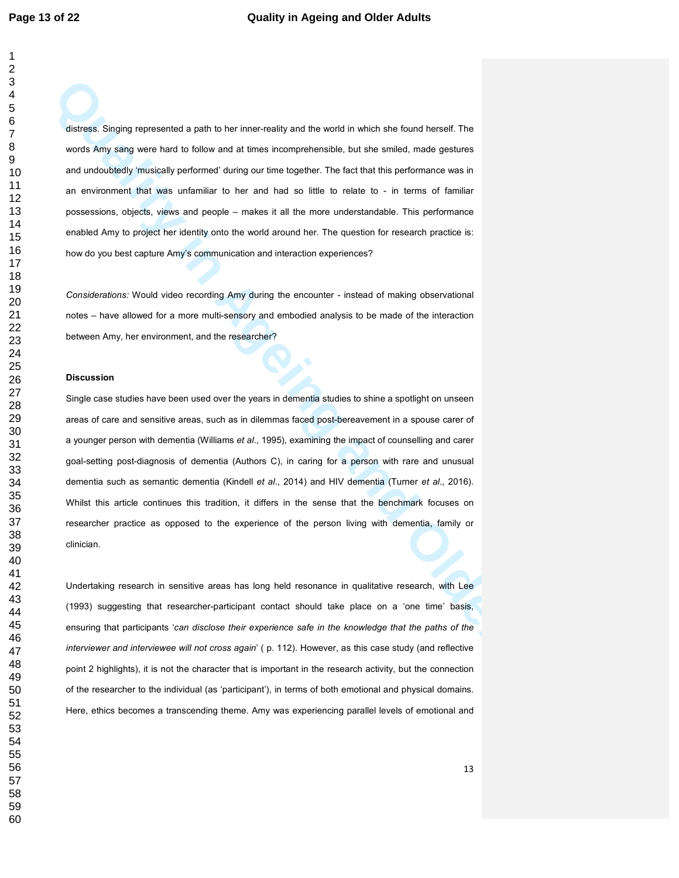distress. Singing represented a path to her inner-reality and the world in which she found herself. The words Amy sang were hard to follow and at times incomprehensible, but she smiled, made gestures and undoubtedly 'musically performed' during our time together. The fact that this performance was in an environment that was unfamiliar to her and had so little to relate to - in terms of familiar possessions, objects, views and people – makes it all the more understandable. This performance enabled Amy to project her identity onto the world around her. The question for research practice is: how do you best capture Amy's communication and interaction experiences?

*Considerations:* Would video recording Amy during the encounter - instead of making observational notes – have allowed for a more multi-sensory and embodied analysis to be made of the interaction between Amy, her environment, and the researcher?

**Discussion**

Single case studies have been used over the years in dementia studies to shine a spotlight on unseen areas of care and sensitive areas, such as in dilemmas faced post-bereavement in a spouse carer of a younger person with dementia (Williams *et al*., 1995), examining the impact of counselling and carer goal-setting post-diagnosis of dementia (Authors C), in caring for a person with rare and unusual dementia such as semantic dementia (Kindell *et al*., 2014) and HIV dementia (Turner *et al*., 2016). Whilst this article continues this tradition, it differs in the sense that the benchmark focuses on researcher practice as opposed to the experience of the person living with dementia, family or clinician.

Undertaking research in sensitive areas has long held resonance in qualitative research, with Lee (1993) suggesting that researcher-participant contact should take place on a 'one time' basis, ensuring that participants '*can disclose their experience safe in the knowledge that the paths of the interviewer and interviewee will not cross again*' ( p. 112). However, as this case study (and reflective point 2 highlights), it is not the character that is important in the research activity, but the connection of the researcher to the individual (as 'participant'), in terms of both emotional and physical domains. Here, ethics becomes a transcending theme. Amy was experiencing parallel levels of emotional and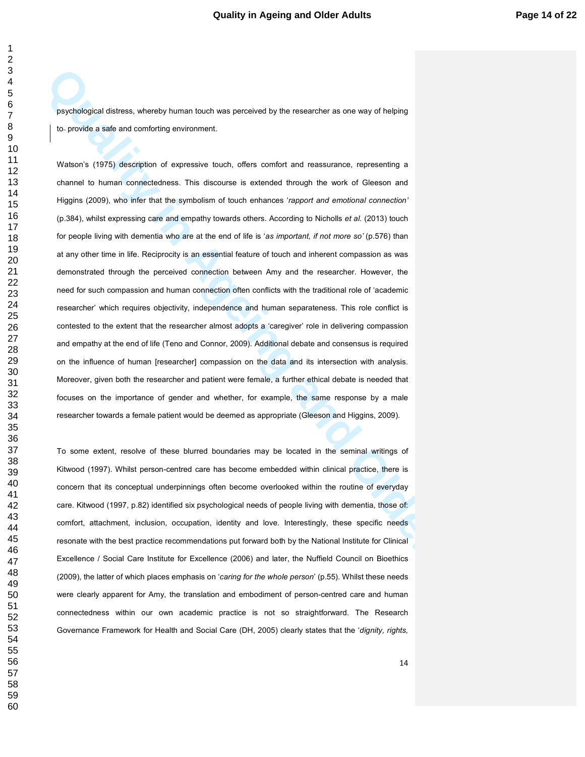psychological distress, whereby human touch was perceived by the researcher as one way of helping to- provide a safe and comforting environment.

Watson's (1975) description of expressive touch, offers comfort and reassurance, representing a channel to human connectedness. This discourse is extended through the work of Gleeson and Higgins (2009), who infer that the symbolism of touch enhances '*rapport and emotional connection*' (p.384), whilst expressing care and empathy towards others. According to Nicholls *et al.* (2013) touch for people living with dementia who are at the end of life is '*as important, if not more so'* (p.576) than at any other time in life. Reciprocity is an essential feature of touch and inherent compassion as was demonstrated through the perceived connection between Amy and the researcher. However, the need for such compassion and human connection often conflicts with the traditional role of 'academic researcher' which requires objectivity, independence and human separateness. This role conflict is contested to the extent that the researcher almost adopts a 'caregiver' role in delivering compassion and empathy at the end of life (Teno and Connor, 2009). Additional debate and consensus is required on the influence of human [researcher] compassion on the data and its intersection with analysis. Moreover, given both the researcher and patient were female, a further ethical debate is needed that focuses on the importance of gender and whether, for example, the same response by a male researcher towards a female patient would be deemed as appropriate (Gleeson and Higgins, 2009).

To some extent, resolve of these blurred boundaries may be located in the seminal writings of Kitwood (1997). Whilst person-centred care has become embedded within clinical practice, there is concern that its conceptual underpinnings often become overlooked within the routine of everyday care. Kitwood (1997, p.82) identified six psychological needs of people living with dementia, those of: comfort, attachment, inclusion, occupation, identity and love. Interestingly, these specific needs resonate with the best practice recommendations put forward both by the National Institute for Clinical Excellence / Social Care Institute for Excellence (2006) and later, the Nuffield Council on Bioethics (2009), the latter of which places emphasis on '*caring for the whole person*' (p.55). Whilst these needs were clearly apparent for Amy, the translation and embodiment of person-centred care and human connectedness within our own academic practice is not so straightforward. The Research Governance Framework for Health and Social Care (DH, 2005) clearly states that the '*dignity, rights,*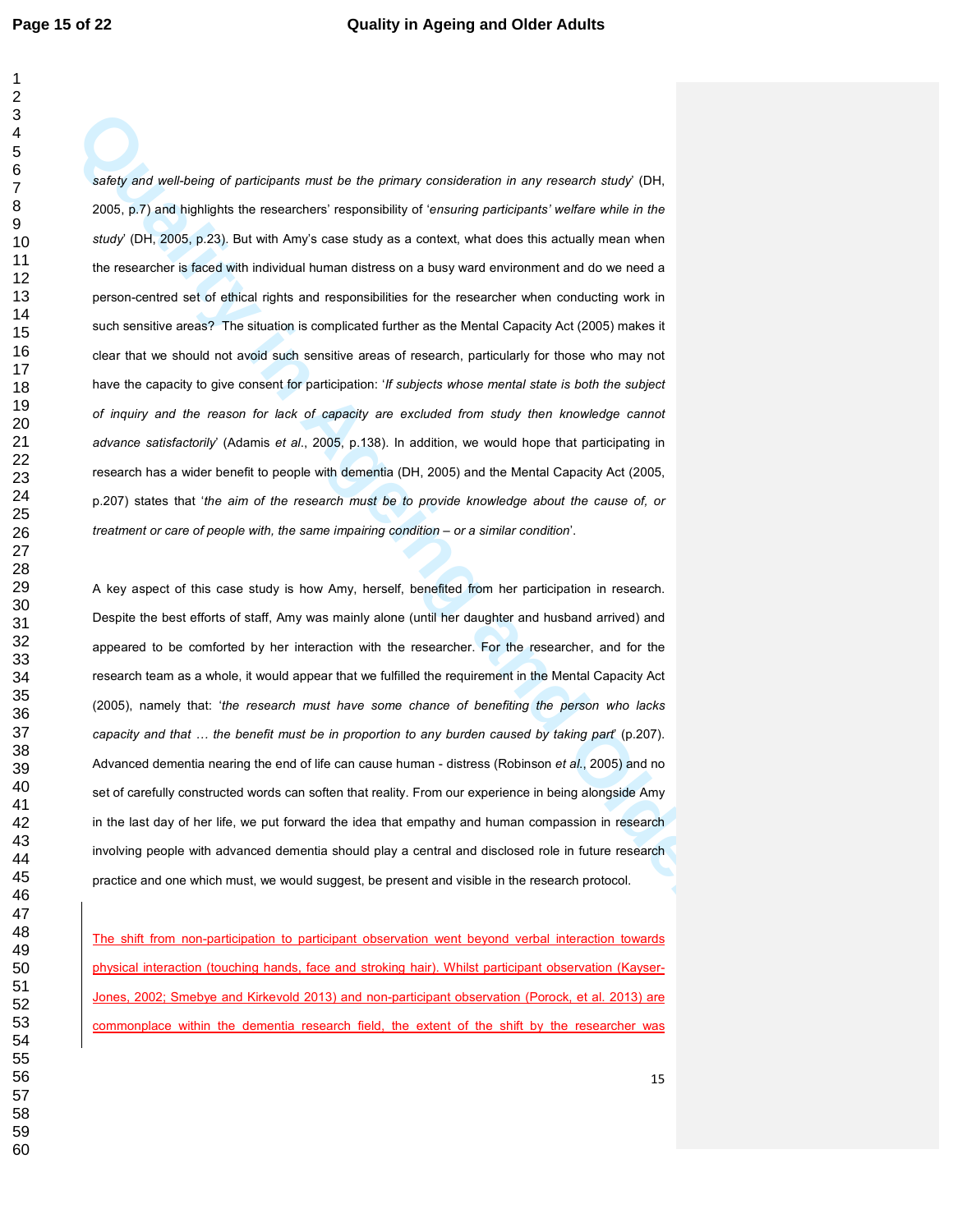*safety and well-being of participants must be the primary consideration in any research study*' (DH, 2005, p.7) and highlights the researchers' responsibility of '*ensuring participants' welfare while in the study*' (DH, 2005, p.23). But with Amy's case study as a context, what does this actually mean when the researcher is faced with individual human distress on a busy ward environment and do we need a person-centred set of ethical rights and responsibilities for the researcher when conducting work in such sensitive areas? The situation is complicated further as the Mental Capacity Act (2005) makes it clear that we should not avoid such sensitive areas of research, particularly for those who may not have the capacity to give consent for participation: '*If subjects whose mental state is both the subject of inquiry and the reason for lack of capacity are excluded from study then knowledge cannot advance satisfactorily*' (Adamis *et al*., 2005, p.138). In addition, we would hope that participating in research has a wider benefit to people with dementia (DH, 2005) and the Mental Capacity Act (2005, p.207) states that '*the aim of the research must be to provide knowledge about the cause of, or treatment or care of people with, the same impairing condition – or a similar condition*'.

A key aspect of this case study is how Amy, herself, benefited from her participation in research. Despite the best efforts of staff, Amy was mainly alone (until her daughter and husband arrived) and appeared to be comforted by her interaction with the researcher. For the researcher, and for the research team as a whole, it would appear that we fulfilled the requirement in the Mental Capacity Act (2005), namely that: '*the research must have some chance of benefiting the person who lacks capacity and that … the benefit must be in proportion to any burden caused by taking part*' (p.207). Advanced dementia nearing the end of life can cause human - distress (Robinson *et al*., 2005) and no set of carefully constructed words can soften that reality. From our experience in being alongside Amy in the last day of her life, we put forward the idea that empathy and human compassion in research involving people with advanced dementia should play a central and disclosed role in future research practice and one which must, we would suggest, be present and visible in the research protocol.

The shift from non-participation to participant observation went beyond verbal interaction towards physical interaction (touching hands, face and stroking hair). Whilst participant observation (Kayser-Jones, 2002; Smebye and Kirkevold 2013) and non-participant observation (Porock, et al. 2013) are commonplace within the dementia research field, the extent of the shift by the researcher was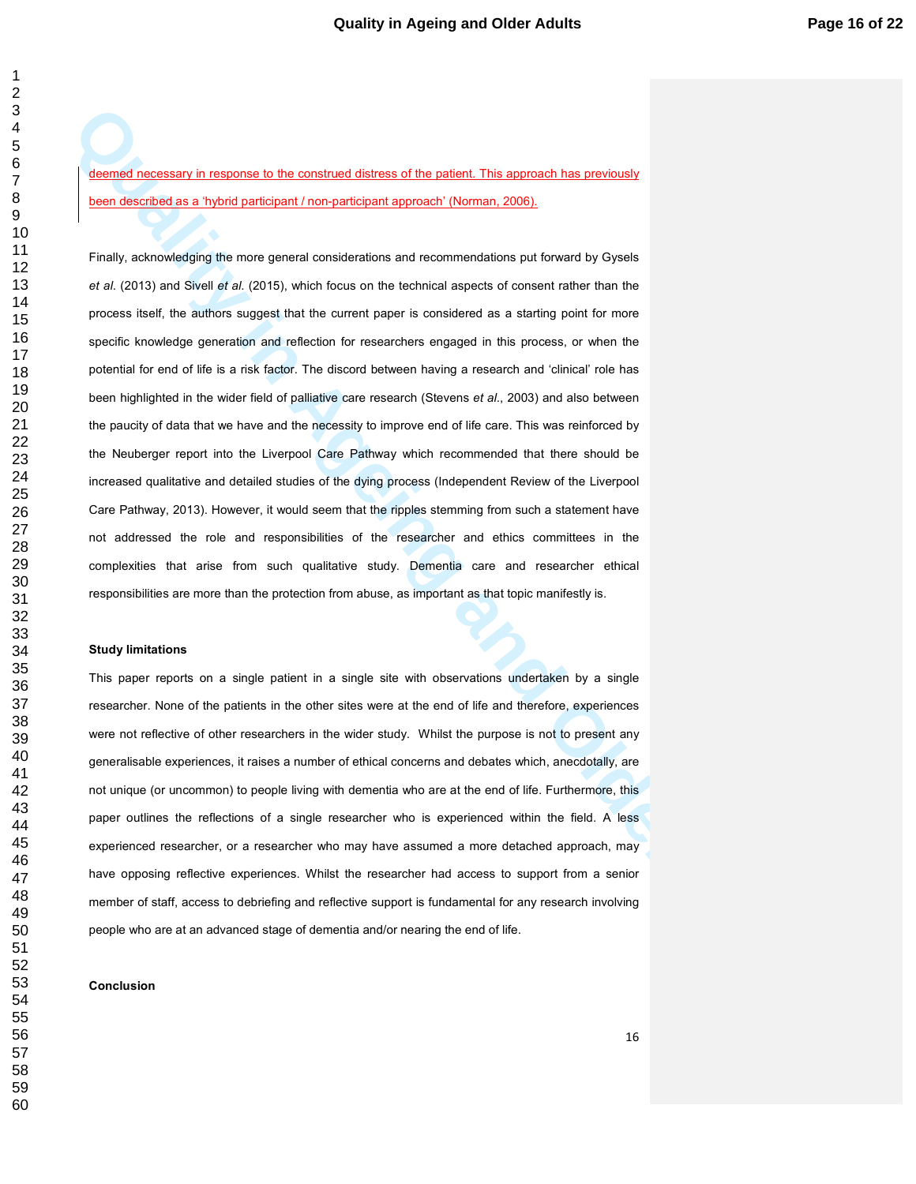deemed necessary in response to the construed distress of the patient. This approach has previously been described as a 'hybrid participant / non-participant approach' (Norman, 2006).

Finally, acknowledging the more general considerations and recommendations put forward by Gysels *et al.* (2013) and Sivell *et al.* (2015), which focus on the technical aspects of consent rather than the process itself, the authors suggest that the current paper is considered as a starting point for more specific knowledge generation and reflection for researchers engaged in this process, or when the potential for end of life is a risk factor. The discord between having a research and 'clinical' role has been highlighted in the wider field of palliative care research (Stevens *et al.*, 2003) and also between the paucity of data that we have and the necessity to improve end of life care. This was reinforced by the Neuberger report into the Liverpool Care Pathway which recommended that there should be increased qualitative and detailed studies of the dying process (Independent Review of the Liverpool Care Pathway, 2013). However, it would seem that the ripples stemming from such a statement have not addressed the role and responsibilities of the researcher and ethics committees in the complexities that arise from such qualitative study. Dementia care and researcher ethical responsibilities are more than the protection from abuse, as important as that topic manifestly is.

**Study limitations**

This paper reports on a single patient in a single site with observations undertaken by a single researcher. None of the patients in the other sites were at the end of life and therefore, experiences were not reflective of other researchers in the wider study. Whilst the purpose is not to present any generalisable experiences, it raises a number of ethical concerns and debates which, anecdotally, are not unique (or uncommon) to people living with dementia who are at the end of life. Furthermore, this paper outlines the reflections of a single researcher who is experienced within the field. A less experienced researcher, or a researcher who may have assumed a more detached approach, may have opposing reflective experiences. Whilst the researcher had access to support from a senior member of staff, access to debriefing and reflective support is fundamental for any research involving people who are at an advanced stage of dementia and/or nearing the end of life.

**Conclusion**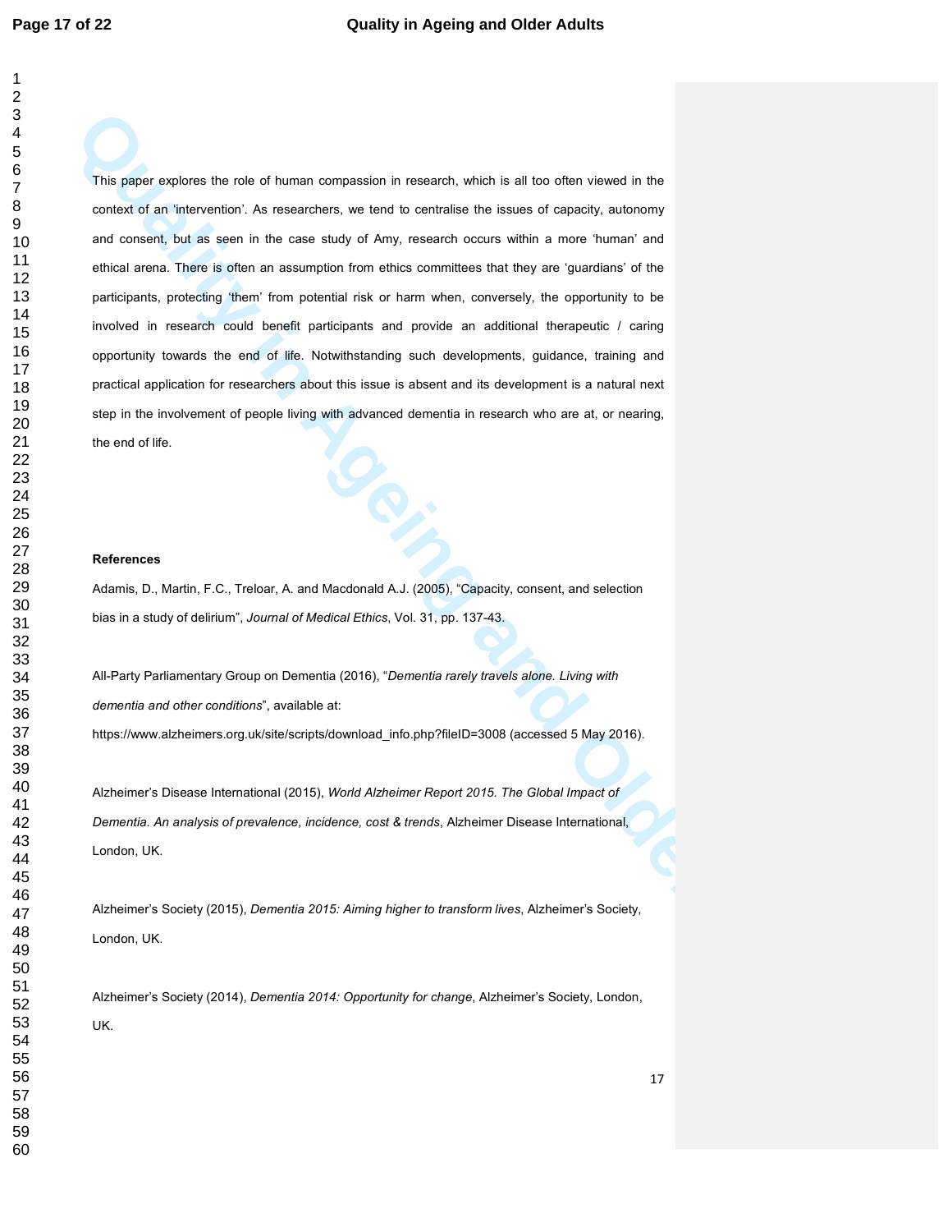This paper explores the role of human compassion in research, which is all too often viewed in the context of an 'intervention'. As researchers, we tend to centralise the issues of capacity, autonomy and consent, but as seen in the case study of Amy, research occurs within a more 'human' and ethical arena. There is often an assumption from ethics committees that they are 'guardians' of the participants, protecting 'them' from potential risk or harm when, conversely, the opportunity to be involved in research could benefit participants and provide an additional therapeutic / caring opportunity towards the end of life. Notwithstanding such developments, guidance, training and practical application for researchers about this issue is absent and its development is a natural next step in the involvement of people living with advanced dementia in research who are at, or nearing, the end of life.

**References**

Adamis, D., Martin, F.C., Treloar, A. and Macdonald A.J. (2005), "Capacity, consent, and selection bias in a study of delirium", *Journal of Medical Ethics*, Vol. 31, pp. 137-43.

All-Party Parliamentary Group on Dementia (2016), "*Dementia rarely travels alone. Living with dementia and other conditions*", available at: https://www.alzheimers.org.uk/site/scripts/download_info.php?fileID=3008 (accessed 5 May 2016).

Alzheimer's Disease International (2015), *World Alzheimer Report 2015. The Global Impact of Dementia. An analysis of prevalence, incidence, cost & trends*, Alzheimer Disease International, London, UK.

Alzheimer's Society (2015), *Dementia 2015: Aiming higher to transform lives*, Alzheimer's Society, London, UK.

Alzheimer's Society (2014), *Dementia 2014: Opportunity for change*, Alzheimer's Society, London, UK.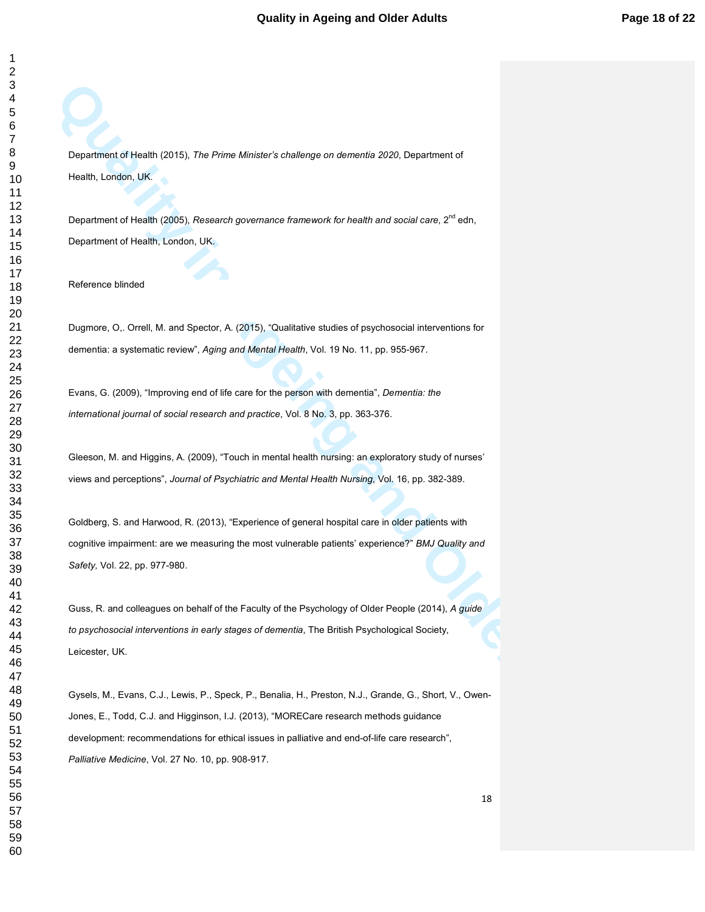Department of Health (2015), *The Prime Minister's challenge on dementia 2020*, Department of Health, London, UK.

Department of Health (2005), *Research governance framework for health and social care*, 2nd edn, Department of Health, London, UK.

Reference blinded

Dugmore, O,. Orrell, M. and Spector, A. (2015), "Qualitative studies of psychosocial interventions for dementia: a systematic review", *Aging and Mental Health*, Vol. 19 No. 11, pp. 955-967.

Evans, G. (2009), "Improving end of life care for the person with dementia", *Dementia: the international journal of social research and practice*, Vol. 8 No. 3, pp. 363-376.

Gleeson, M. and Higgins, A. (2009), "Touch in mental health nursing: an exploratory study of nurses' views and perceptions", *Journal of Psychiatric and Mental Health Nursing*, Vol. 16, pp. 382-389.

Goldberg, S. and Harwood, R. (2013), "Experience of general hospital care in older patients with cognitive impairment: are we measuring the most vulnerable patients' experience?" *BMJ Quality and Safety,* Vol. 22, pp. 977-980.

Guss, R. and colleagues on behalf of the Faculty of the Psychology of Older People (2014), *A guide to psychosocial interventions in early stages of dementia*, The British Psychological Society, Leicester, UK.

Gysels, M., Evans, C.J., Lewis, P., Speck, P., Benalia, H., Preston, N.J., Grande, G., Short, V., Owen-Jones, E., Todd, C.J. and Higginson, I.J. (2013), "MORECare research methods guidance development: recommendations for ethical issues in palliative and end-of-life care research", *Palliative Medicine*, Vol. 27 No. 10, pp. 908-917.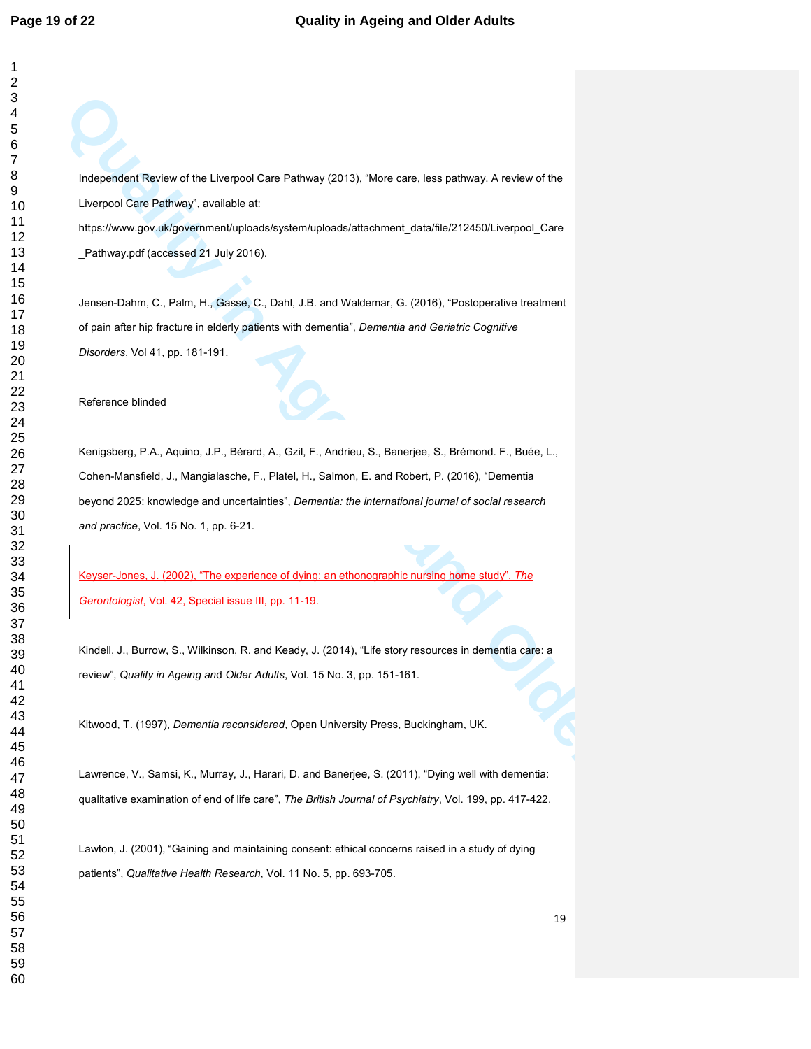Independent Review of the Liverpool Care Pathway (2013), "More care, less pathway. A review of the Liverpool Care Pathway", available at: https://www.gov.uk/government/uploads/system/uploads/attachment_data/file/212450/Liverpool_Care_Pathway.pdf (accessed 21 July 2016).

Jensen-Dahm, C., Palm, H., Gasse, C., Dahl, J.B. and Waldemar, G. (2016), "Postoperative treatment of pain after hip fracture in elderly patients with dementia", *Dementia and Geriatric Cognitive Disorders*, Vol 41, pp. 181-191.

Reference blinded

Kenigsberg, P.A., Aquino, J.P., Bérard, A., Gzil, F., Andrieu, S., Banerjee, S., Brémond. F., Buée, L., Cohen-Mansfield, J., Mangialasche, F., Platel, H., Salmon, E. and Robert, P. (2016), "Dementia beyond 2025: knowledge and uncertainties", *Dementia: the international journal of social research and practice*, Vol. 15 No. 1, pp. 6-21.

Keyser-Jones, J. (2002), "The experience of dying: an ethonographic nursing home study", *The Gerontologist*, Vol. 42, Special issue III, pp. 11-19.

Kindell, J., Burrow, S., Wilkinson, R. and Keady, J. (2014), "Life story resources in dementia care: a review", *Quality in Ageing and Older Adults*, Vol. 15 No. 3, pp. 151-161.

Kitwood, T. (1997), *Dementia reconsidered*, Open University Press, Buckingham, UK.

Lawrence, V., Samsi, K., Murray, J., Harari, D. and Banerjee, S. (2011), "Dying well with dementia: qualitative examination of end of life care", *The British Journal of Psychiatry*, Vol. 199, pp. 417-422.

Lawton, J. (2001), "Gaining and maintaining consent: ethical concerns raised in a study of dying patients", *Qualitative Health Research*, Vol. 11 No. 5, pp. 693-705.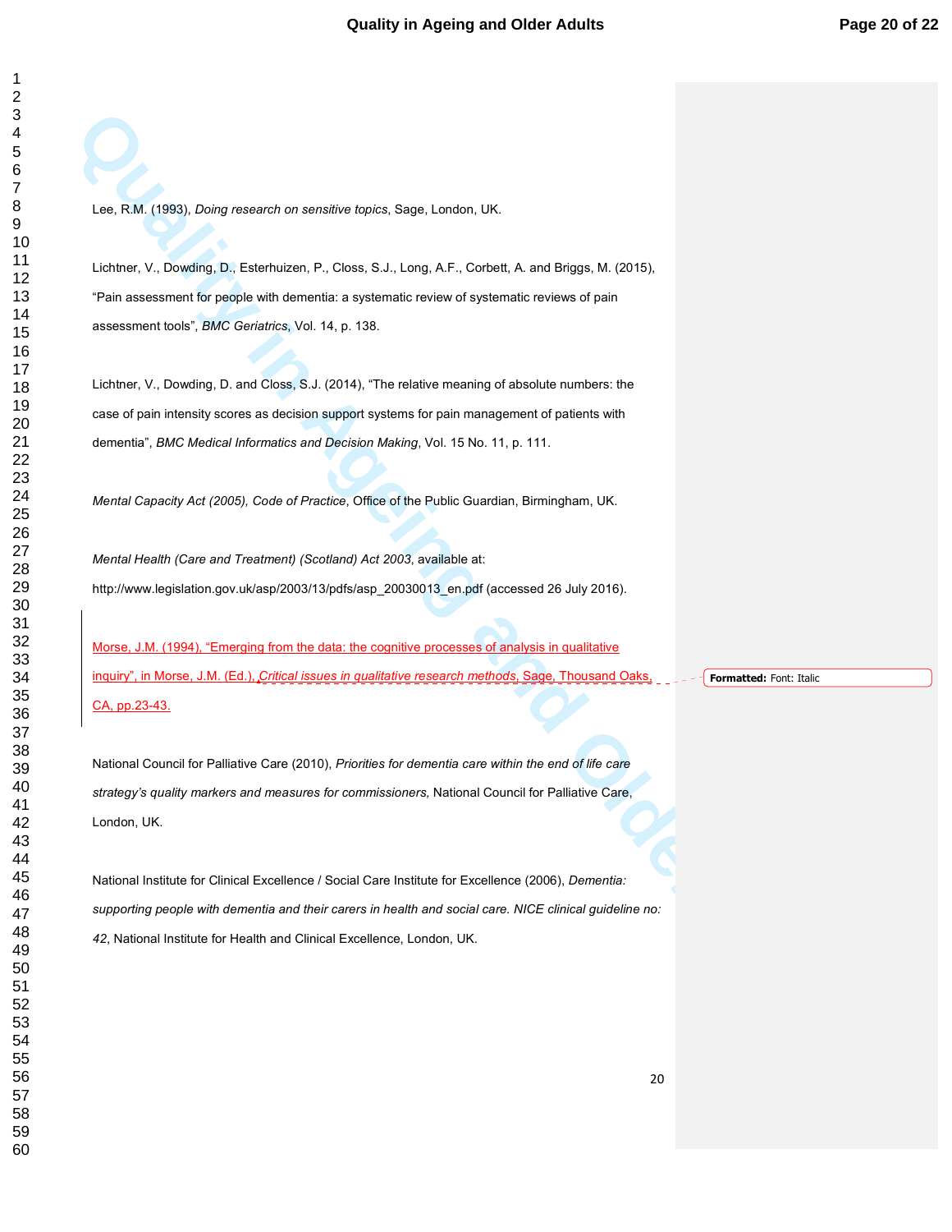Lee, R.M. (1993), *Doing research on sensitive topics*, Sage, London, UK.

Lichtner, V., Dowding, D., Esterhuizen, P., Closs, S.J., Long, A.F., Corbett, A. and Briggs, M. (2015), "Pain assessment for people with dementia: a systematic review of systematic reviews of pain assessment tools", *BMC Geriatrics*, Vol. 14, p. 138.

Lichtner, V., Dowding, D. and Closs, S.J. (2014), "The relative meaning of absolute numbers: the case of pain intensity scores as decision support systems for pain management of patients with dementia", *BMC Medical Informatics and Decision Making*, Vol. 15 No. 11, p. 111.

*Mental Capacity Act (2005), Code of Practice*, Office of the Public Guardian, Birmingham, UK.

*Mental Health (Care and Treatment) (Scotland) Act 2003*, available at: http://www.legislation.gov.uk/asp/2003/13/pdfs/asp_20030013_en.pdf (accessed 26 July 2016).

Morse, J.M. (1994), "Emerging from the data: the cognitive processes of analysis in qualitative inquiry", in Morse, J.M. (Ed.), *Critical issues in qualitative research methods*, Sage, Thousand Oaks, CA, pp.23-43.

National Council for Palliative Care (2010), *Priorities for dementia care within the end of life care strategy's quality markers and measures for commissioners,* National Council for Palliative Care, London, UK.

National Institute for Clinical Excellence / Social Care Institute for Excellence (2006), *Dementia: supporting people with dementia and their carers in health and social care. NICE clinical guideline no: 42*, National Institute for Health and Clinical Excellence, London, UK.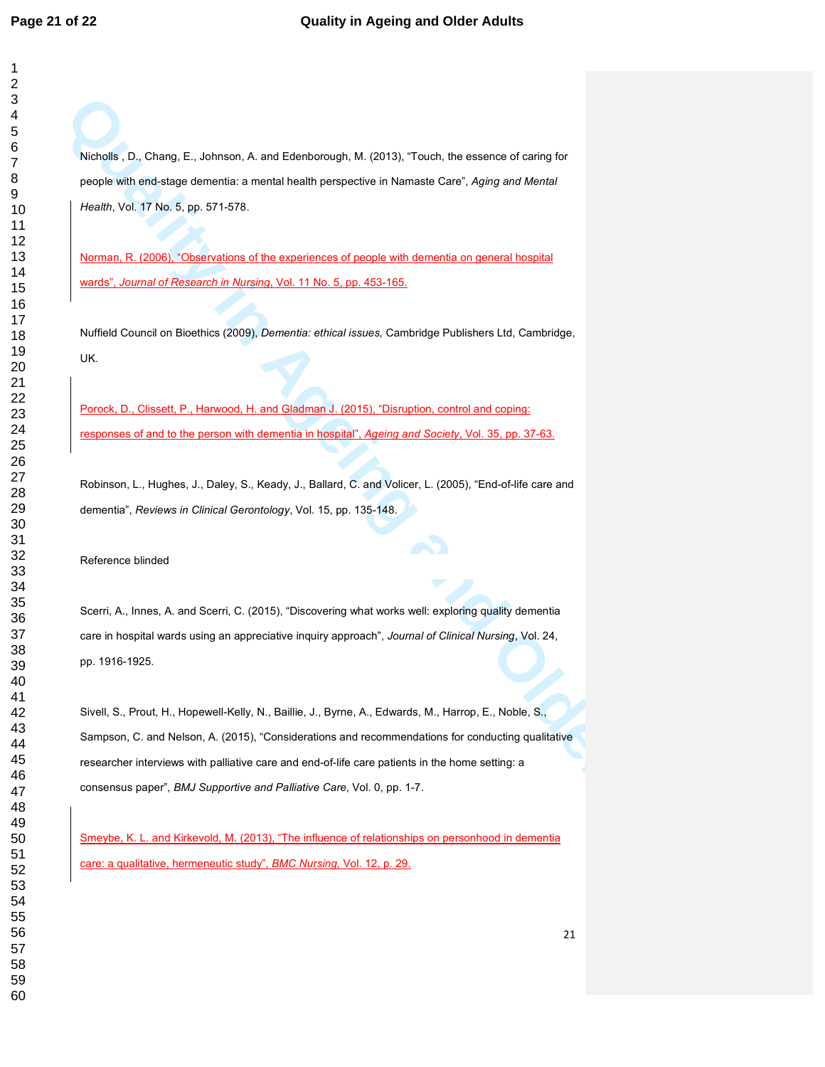Nicholls , D., Chang, E., Johnson, A. and Edenborough, M. (2013), “Touch, the essence of caring for people with end-stage dementia: a mental health perspective in Namaste Care”, *Aging and Mental Health*, Vol. 17 No. 5, pp. 571-578.

Norman, R. (2006), “Observations of the experiences of people with dementia on general hospital wards”, *Journal of Research in Nursing*, Vol. 11 No. 5, pp. 453-165.

Nuffield Council on Bioethics (2009), *Dementia: ethical issues,* Cambridge Publishers Ltd, Cambridge, UK.

Porock, D., Clissett, P., Harwood, H. and Gladman J. (2015), “Disruption, control and coping: responses of and to the person with dementia in hospital”, *Ageing and Society*, Vol. 35, pp. 37-63.

Robinson, L., Hughes, J., Daley, S., Keady, J., Ballard, C. and Volicer, L. (2005), “End-of-life care and dementia”, *Reviews in Clinical Gerontology*, Vol. 15, pp. 135-148.

Reference blinded

Scerri, A., Innes, A. and Scerri, C. (2015), “Discovering what works well: exploring quality dementia care in hospital wards using an appreciative inquiry approach”, *Journal of Clinical Nursing*, Vol. 24, pp. 1916-1925.

Sivell, S., Prout, H., Hopewell-Kelly, N., Baillie, J., Byrne, A., Edwards, M., Harrop, E., Noble, S., Sampson, C. and Nelson, A. (2015), “Considerations and recommendations for conducting qualitative researcher interviews with palliative care and end-of-life care patients in the home setting: a consensus paper”, *BMJ Supportive and Palliative Care*, Vol. 0, pp. 1-7.

Smeybe, K. L. and Kirkevold, M. (2013), “The influence of relationships on personhood in dementia care: a qualitative, hermeneutic study”, *BMC Nursing*, Vol. 12, p. 29.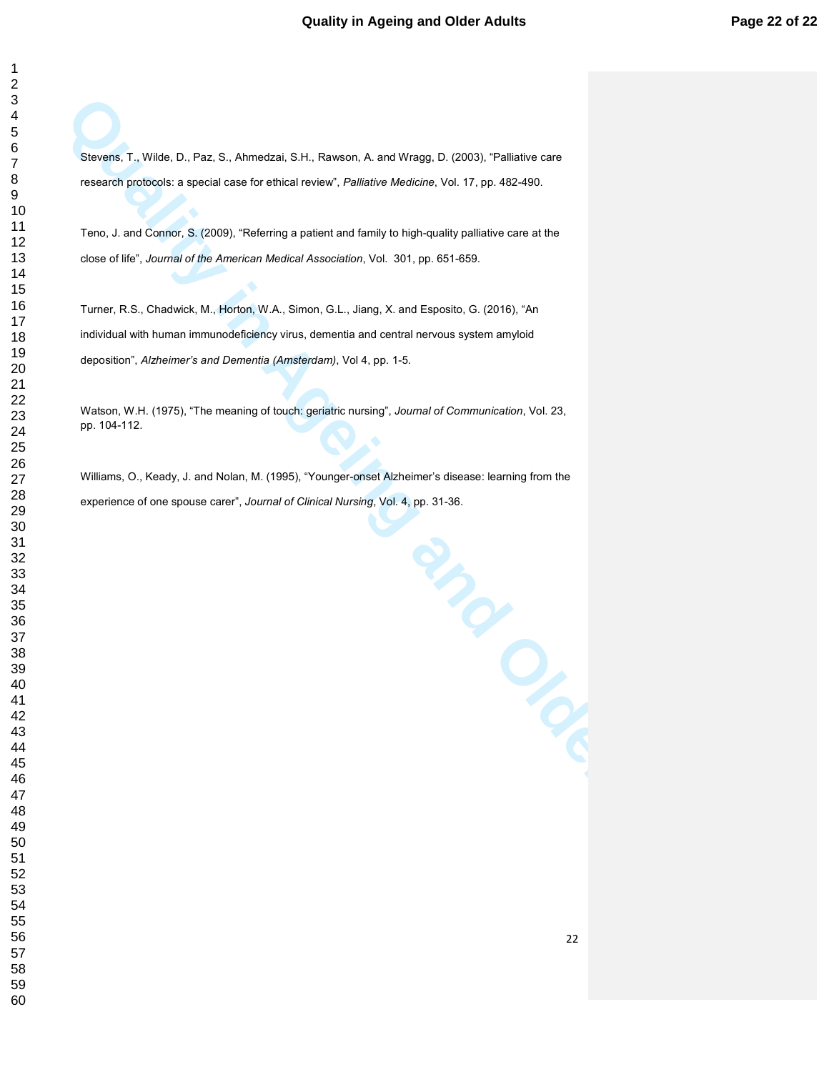Stevens, T., Wilde, D., Paz, S., Ahmedzai, S.H., Rawson, A. and Wragg, D. (2003), “Palliative care research protocols: a special case for ethical review”, *Palliative Medicine*, Vol. 17, pp. 482-490.

Teno, J. and Connor, S. (2009), “Referring a patient and family to high-quality palliative care at the close of life”, *Journal of the American Medical Association*, Vol. 301, pp. 651-659.

Turner, R.S., Chadwick, M., Horton, W.A., Simon, G.L., Jiang, X. and Esposito, G. (2016), “An individual with human immunodeficiency virus, dementia and central nervous system amyloid deposition”, *Alzheimer's and Dementia (Amsterdam)*, Vol 4, pp. 1-5.

Watson, W.H. (1975), “The meaning of touch: geriatric nursing”, *Journal of Communication*, Vol. 23, pp. 104-112.

Williams, O., Keady, J. and Nolan, M. (1995), “Younger-onset Alzheimer's disease: learning from the experience of one spouse carer”, *Journal of Clinical Nursing*, Vol. 4, pp. 31-36.